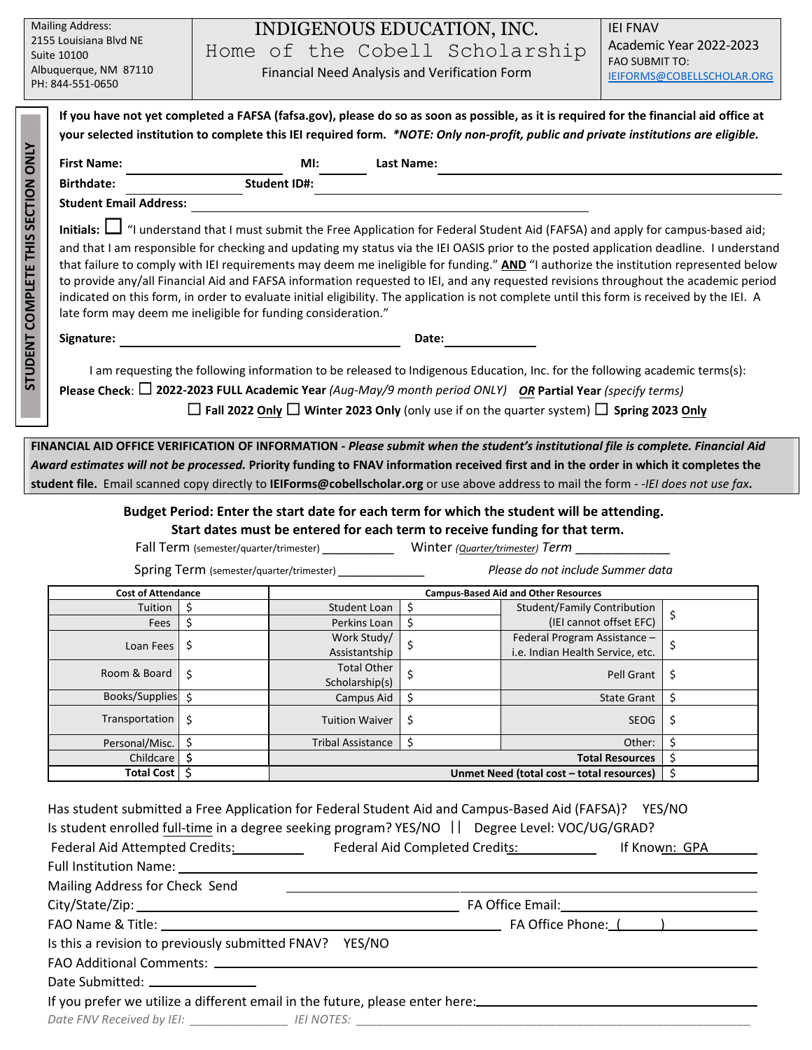Mailing Address:
2155 Louisiana Blvd NE
Suite 10100
Albuquerque, NM 87110
PH: 844-551-0650

# INDIGENOUS EDUCATION, INC.

## Home of the Cobell Scholarship

Financial Need Analysis and Verification Form

IEI FNAV
Academic Year 2022-2023
FAO SUBMIT TO:
IEIFORMS@COBELLSCHOLAR.ORG

**STUDENT COMPLETE THIS SECTION ONLY**

**If you have not yet completed a FAFSA (fafsa.gov), please do so as soon as possible, as it is required for the financial aid office at your selected institution to complete this IEI required form.** ***\*NOTE: Only non-profit, public and private institutions are eligible.***

**First Name:** ______________ **MI:** ______ **Last Name:** ______________________

**Birthdate:** ______________ **Student ID#:** ______________________

**Student Email Address:** ______________________

**Initials:** ☐ "I understand that I must submit the Free Application for Federal Student Aid (FAFSA) and apply for campus-based aid; and that I am responsible for checking and updating my status via the IEI OASIS prior to the posted application deadline. I understand that failure to comply with IEI requirements may deem me ineligible for funding." **AND** "I authorize the institution represented below to provide any/all Financial Aid and FAFSA information requested to IEI, and any requested revisions throughout the academic period indicated on this form, in order to evaluate initial eligibility. The application is not complete until this form is received by the IEI. A late form may deem me ineligible for funding consideration."

**Signature:** ______________________ **Date:** ______________

I am requesting the following information to be released to Indigenous Education, Inc. for the following academic terms(s):

**Please Check**: ☐ **2022-2023 FULL Academic Year** *(Aug-May/9 month period ONLY)* ***OR*** **Partial Year** *(specify terms)*

☐ **Fall 2022 Only** ☐ **Winter 2023 Only** (only use if on the quarter system) ☐ **Spring 2023 Only**

**FINANCIAL AID OFFICE VERIFICATION OF INFORMATION -** ***Please submit when the student's institutional file is complete. Financial Aid Award estimates will not be processed.*** **Priority funding to FNAV information received first and in the order in which it completes the student file.** Email scanned copy directly to **IEIForms@cobellscholar.org** or use above address to mail the form - *-IEI does not use fax*.

**Budget Period: Enter the start date for each term for which the student will be attending.**
**Start dates must be entered for each term to receive funding for that term.**

Fall Term (semester/quarter/trimester) ___________ Winter *(Quarter/trimester) Term* _____________

Spring Term (semester/quarter/trimester) _____________ *Please do not include Summer data*

| Cost of Attendance | | Campus-Based Aid and Other Resources | | | |
|---|---|---|---|---|---|
| Tuition | $ | Student Loan | $ | Student/Family Contribution (IEI cannot offset EFC) | $ |
| Fees | $ | Perkins Loan | $ | | |
| Loan Fees | $ | Work Study/ Assistantship | $ | Federal Program Assistance – i.e. Indian Health Service, etc. | $ |
| Room & Board | $ | Total Other Scholarship(s) | $ | Pell Grant | $ |
| Books/Supplies | $ | Campus Aid | $ | State Grant | $ |
| Transportation | $ | Tuition Waiver | $ | SEOG | $ |
| Personal/Misc. | $ | Tribal Assistance | $ | Other: | $ |
| Childcare | $ | | | **Total Resources** | $ |
| **Total Cost** | $ | | | **Unmet Need (total cost – total resources)** | $ |

Has student submitted a Free Application for Federal Student Aid and Campus-Based Aid (FAFSA)? YES/NO

Is student enrolled full-time in a degree seeking program? YES/NO || Degree Level: VOC/UG/GRAD?

Federal Aid Attempted Credits: __________ Federal Aid Completed Credits: __________ If Known: GPA ______

Full Institution Name: ______________________

Mailing Address for Check Send ______________________

City/State/Zip: ______________________ FA Office Email: ______________________

FAO Name & Title: ______________________ FA Office Phone: (     ) ______________

Is this a revision to previously submitted FNAV? YES/NO

FAO Additional Comments: ______________________

Date Submitted: ______________

If you prefer we utilize a different email in the future, please enter here: ______________________

*Date FNV Received by IEI: ______________ IEI NOTES: ______________________*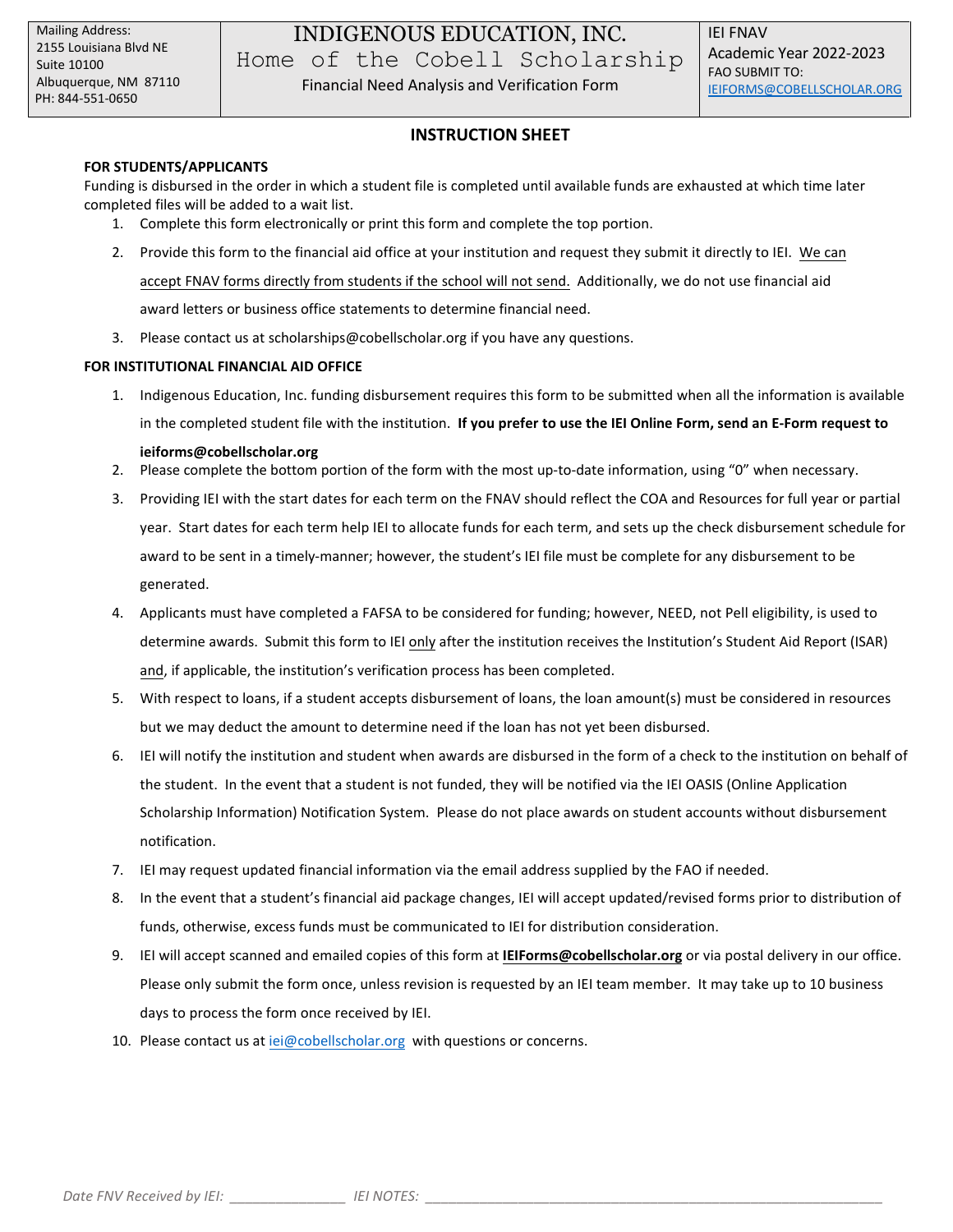| Mailing Address:<br>2155 Louisiana Blvd NE<br>Suite 10100<br>Albuquerque, NM 87110<br>PH: 844-551-0650 | INDIGENOUS EDUCATION, INC.<br>Home of the Cobell Scholarship<br>Financial Need Analysis and Verification Form | IEI FNAV<br>Academic Year 2022-2023<br>FAO SUBMIT TO:<br>IEIFORMS@COBELLSCHOLAR.ORG |
|---|---|---|

## INSTRUCTION SHEET

**FOR STUDENTS/APPLICANTS**

Funding is disbursed in the order in which a student file is completed until available funds are exhausted at which time later completed files will be added to a wait list.

1. Complete this form electronically or print this form and complete the top portion.
2. Provide this form to the financial aid office at your institution and request they submit it directly to IEI. We can accept FNAV forms directly from students if the school will not send. Additionally, we do not use financial aid award letters or business office statements to determine financial need.
3. Please contact us at scholarships@cobellscholar.org if you have any questions.

**FOR INSTITUTIONAL FINANCIAL AID OFFICE**

1. Indigenous Education, Inc. funding disbursement requires this form to be submitted when all the information is available in the completed student file with the institution. **If you prefer to use the IEI Online Form, send an E-Form request to ieiforms@cobellscholar.org**
2. Please complete the bottom portion of the form with the most up-to-date information, using "0" when necessary.
3. Providing IEI with the start dates for each term on the FNAV should reflect the COA and Resources for full year or partial year. Start dates for each term help IEI to allocate funds for each term, and sets up the check disbursement schedule for award to be sent in a timely-manner; however, the student's IEI file must be complete for any disbursement to be generated.
4. Applicants must have completed a FAFSA to be considered for funding; however, NEED, not Pell eligibility, is used to determine awards. Submit this form to IEI only after the institution receives the Institution's Student Aid Report (ISAR) and, if applicable, the institution's verification process has been completed.
5. With respect to loans, if a student accepts disbursement of loans, the loan amount(s) must be considered in resources but we may deduct the amount to determine need if the loan has not yet been disbursed.
6. IEI will notify the institution and student when awards are disbursed in the form of a check to the institution on behalf of the student. In the event that a student is not funded, they will be notified via the IEI OASIS (Online Application Scholarship Information) Notification System. Please do not place awards on student accounts without disbursement notification.
7. IEI may request updated financial information via the email address supplied by the FAO if needed.
8. In the event that a student's financial aid package changes, IEI will accept updated/revised forms prior to distribution of funds, otherwise, excess funds must be communicated to IEI for distribution consideration.
9. IEI will accept scanned and emailed copies of this form at **IEIForms@cobellscholar.org** or via postal delivery in our office. Please only submit the form once, unless revision is requested by an IEI team member. It may take up to 10 business days to process the form once received by IEI.
10. Please contact us at iei@cobellscholar.org with questions or concerns.

*Date FNV Received by IEI:* _______________ *IEI NOTES:* ____________________________________________________________